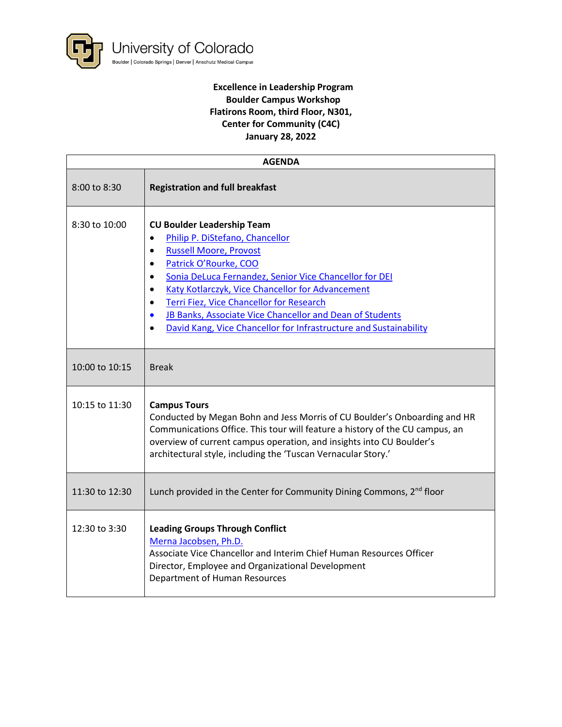University of Colorado
Boulder | Colorado Springs | Denver | Anschutz Medical Campus

**Excellence in Leadership Program**
**Boulder Campus Workshop**
**Flatirons Room, third Floor, N301,**
**Center for Community (C4C)**
**January 28, 2022**

| AGENDA | |
|---|---|
| 8:00 to 8:30 | **Registration and full breakfast** |
| 8:30 to 10:00 | **CU Boulder Leadership Team**<br>• Philip P. DiStefano, Chancellor<br>• Russell Moore, Provost<br>• Patrick O'Rourke, COO<br>• Sonia DeLuca Fernandez, Senior Vice Chancellor for DEI<br>• Katy Kotlarczyk, Vice Chancellor for Advancement<br>• Terri Fiez, Vice Chancellor for Research<br>• JB Banks, Associate Vice Chancellor and Dean of Students<br>• David Kang, Vice Chancellor for Infrastructure and Sustainability |
| 10:00 to 10:15 | Break |
| 10:15 to 11:30 | **Campus Tours**<br>Conducted by Megan Bohn and Jess Morris of CU Boulder's Onboarding and HR Communications Office. This tour will feature a history of the CU campus, an overview of current campus operation, and insights into CU Boulder's architectural style, including the 'Tuscan Vernacular Story.' |
| 11:30 to 12:30 | Lunch provided in the Center for Community Dining Commons, 2nd floor |
| 12:30 to 3:30 | **Leading Groups Through Conflict**<br>Merna Jacobsen, Ph.D.<br>Associate Vice Chancellor and Interim Chief Human Resources Officer<br>Director, Employee and Organizational Development<br>Department of Human Resources |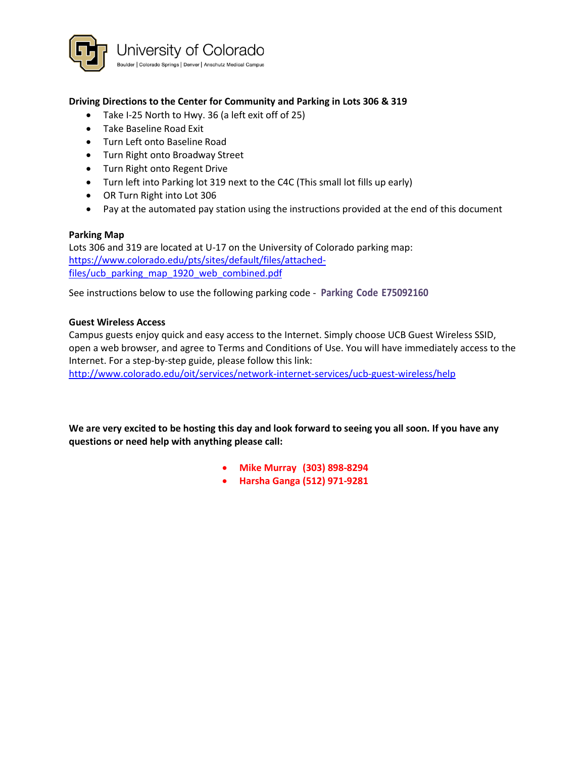University of Colorado

Boulder | Colorado Springs | Denver | Anschutz Medical Campus

**Driving Directions to the Center for Community and Parking in Lots 306 & 319**

- Take I-25 North to Hwy. 36 (a left exit off of 25)
- Take Baseline Road Exit
- Turn Left onto Baseline Road
- Turn Right onto Broadway Street
- Turn Right onto Regent Drive
- Turn left into Parking lot 319 next to the C4C (This small lot fills up early)
- OR Turn Right into Lot 306
- Pay at the automated pay station using the instructions provided at the end of this document

**Parking Map**

Lots 306 and 319 are located at U-17 on the University of Colorado parking map: [https://www.colorado.edu/pts/sites/default/files/attached-files/ucb_parking_map_1920_web_combined.pdf](https://www.colorado.edu/pts/sites/default/files/attached-files/ucb_parking_map_1920_web_combined.pdf)

See instructions below to use the following parking code - **Parking Code E75092160**

**Guest Wireless Access**

Campus guests enjoy quick and easy access to the Internet. Simply choose UCB Guest Wireless SSID, open a web browser, and agree to Terms and Conditions of Use. You will have immediately access to the Internet. For a step-by-step guide, please follow this link: [http://www.colorado.edu/oit/services/network-internet-services/ucb-guest-wireless/help](http://www.colorado.edu/oit/services/network-internet-services/ucb-guest-wireless/help)

**We are very excited to be hosting this day and look forward to seeing you all soon. If you have any questions or need help with anything please call:**

- **Mike Murray (303) 898-8294**
- **Harsha Ganga (512) 971-9281**